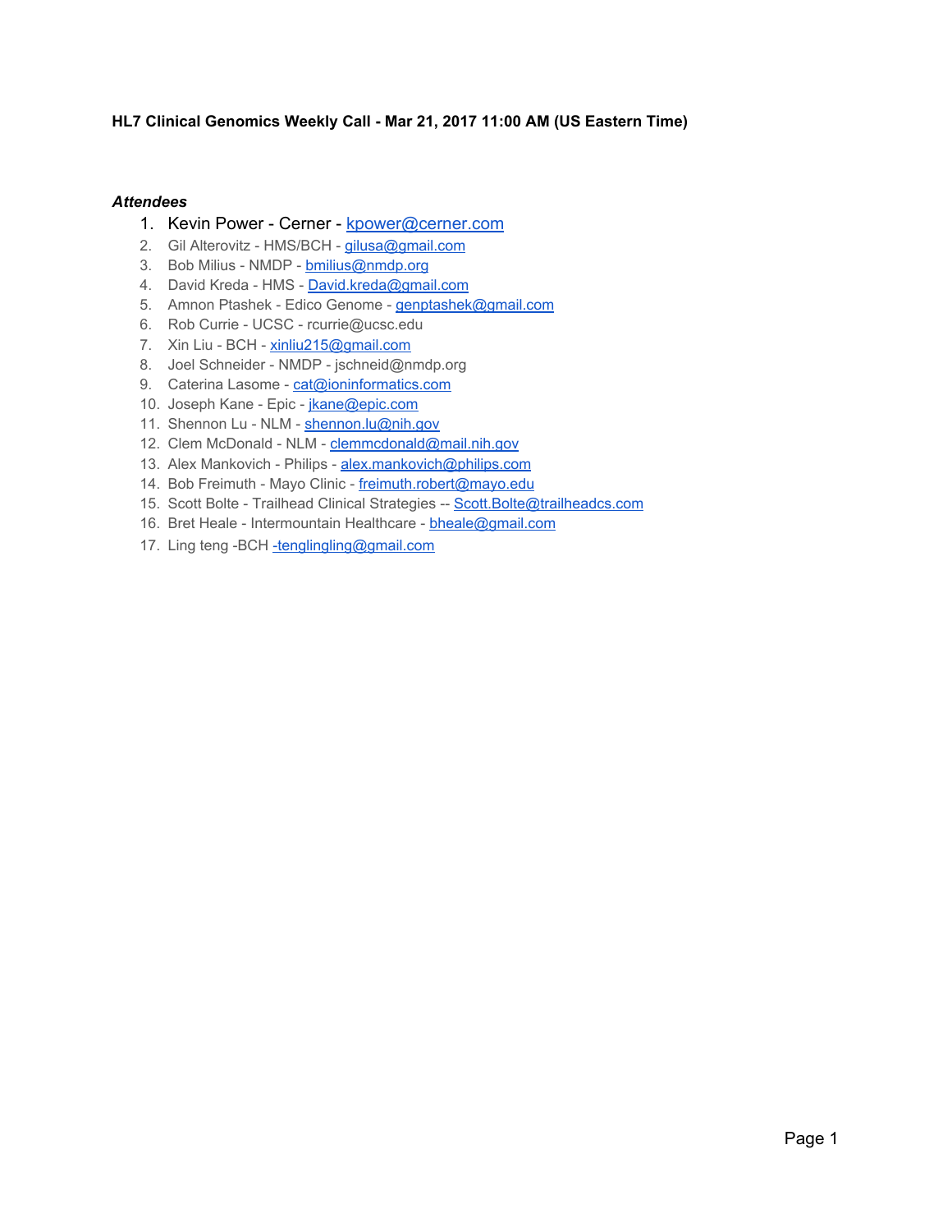**HL7 Clinical Genomics Weekly Call - Mar 21, 2017 11:00 AM (US Eastern Time)**

***Attendees***

1. Kevin Power - Cerner - kpower@cerner.com
2. Gil Alterovitz - HMS/BCH - gilusa@gmail.com
3. Bob Milius - NMDP - bmilius@nmdp.org
4. David Kreda - HMS - David.kreda@gmail.com
5. Amnon Ptashek - Edico Genome - genptashek@gmail.com
6. Rob Currie - UCSC - rcurrie@ucsc.edu
7. Xin Liu - BCH - xinliu215@gmail.com
8. Joel Schneider - NMDP - jschneid@nmdp.org
9. Caterina Lasome - cat@ioninformatics.com
10. Joseph Kane - Epic - jkane@epic.com
11. Shennon Lu - NLM - shennon.lu@nih.gov
12. Clem McDonald - NLM - clemmcdonald@mail.nih.gov
13. Alex Mankovich - Philips - alex.mankovich@philips.com
14. Bob Freimuth - Mayo Clinic - freimuth.robert@mayo.edu
15. Scott Bolte - Trailhead Clinical Strategies -- Scott.Bolte@trailheadcs.com
16. Bret Heale - Intermountain Healthcare - bheale@gmail.com
17. Ling teng -BCH -tenglingling@gmail.com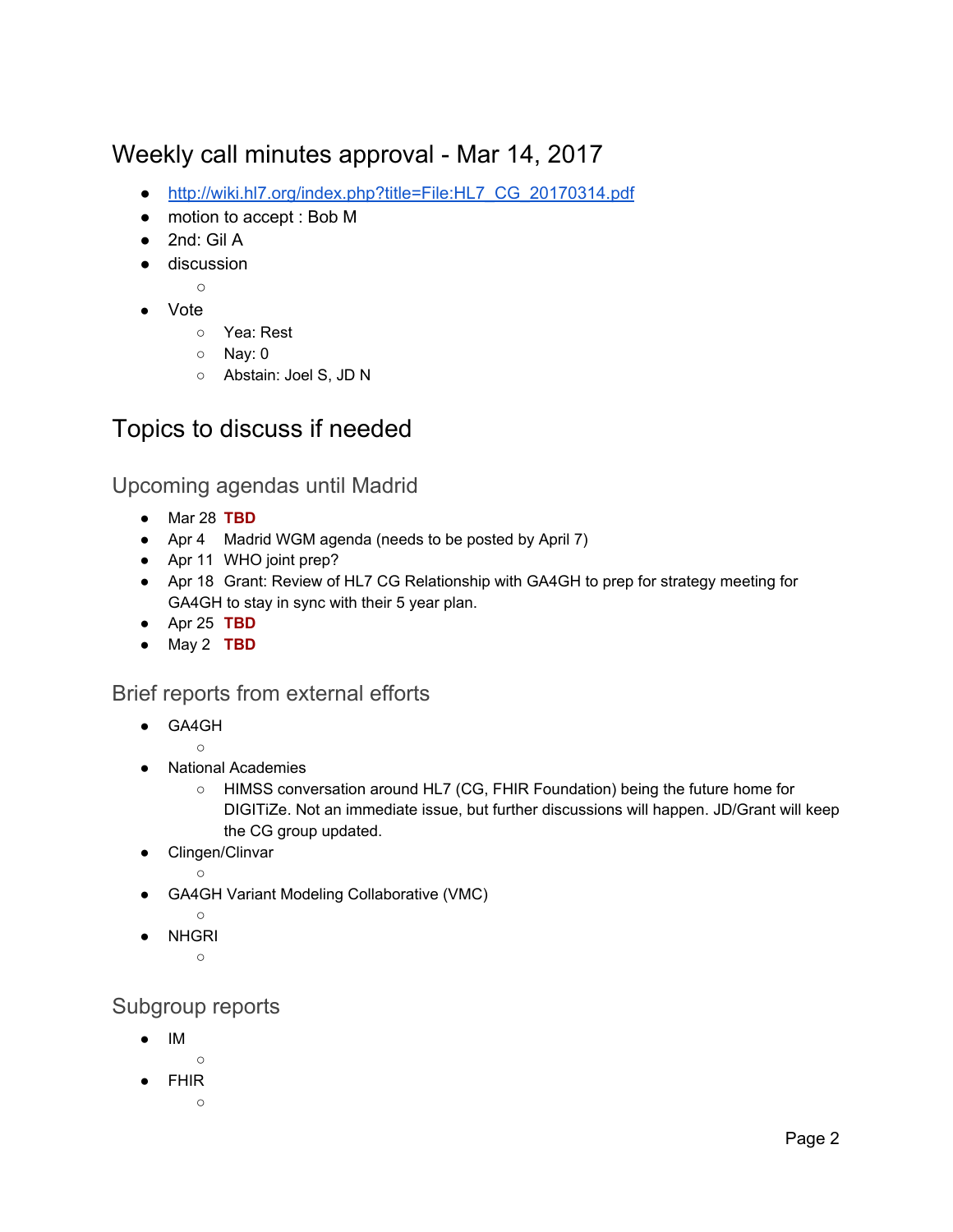# Weekly call minutes approval - Mar 14, 2017

- http://wiki.hl7.org/index.php?title=File:HL7_CG_20170314.pdf
- motion to accept : Bob M
- 2nd: Gil A
- discussion
  - 
- Vote
  - Yea: Rest
  - Nay: 0
  - Abstain: Joel S, JD N

# Topics to discuss if needed

## Upcoming agendas until Madrid

- Mar 28 **TBD**
- Apr 4 Madrid WGM agenda (needs to be posted by April 7)
- Apr 11 WHO joint prep?
- Apr 18 Grant: Review of HL7 CG Relationship with GA4GH to prep for strategy meeting for GA4GH to stay in sync with their 5 year plan.
- Apr 25 **TBD**
- May 2 **TBD**

## Brief reports from external efforts

- GA4GH
  - 
- National Academies
  - HIMSS conversation around HL7 (CG, FHIR Foundation) being the future home for DIGITiZe. Not an immediate issue, but further discussions will happen. JD/Grant will keep the CG group updated.
- Clingen/Clinvar
  - 
- GA4GH Variant Modeling Collaborative (VMC)
  - 
- NHGRI
  - 

## Subgroup reports

- IM
  - 
- FHIR
  -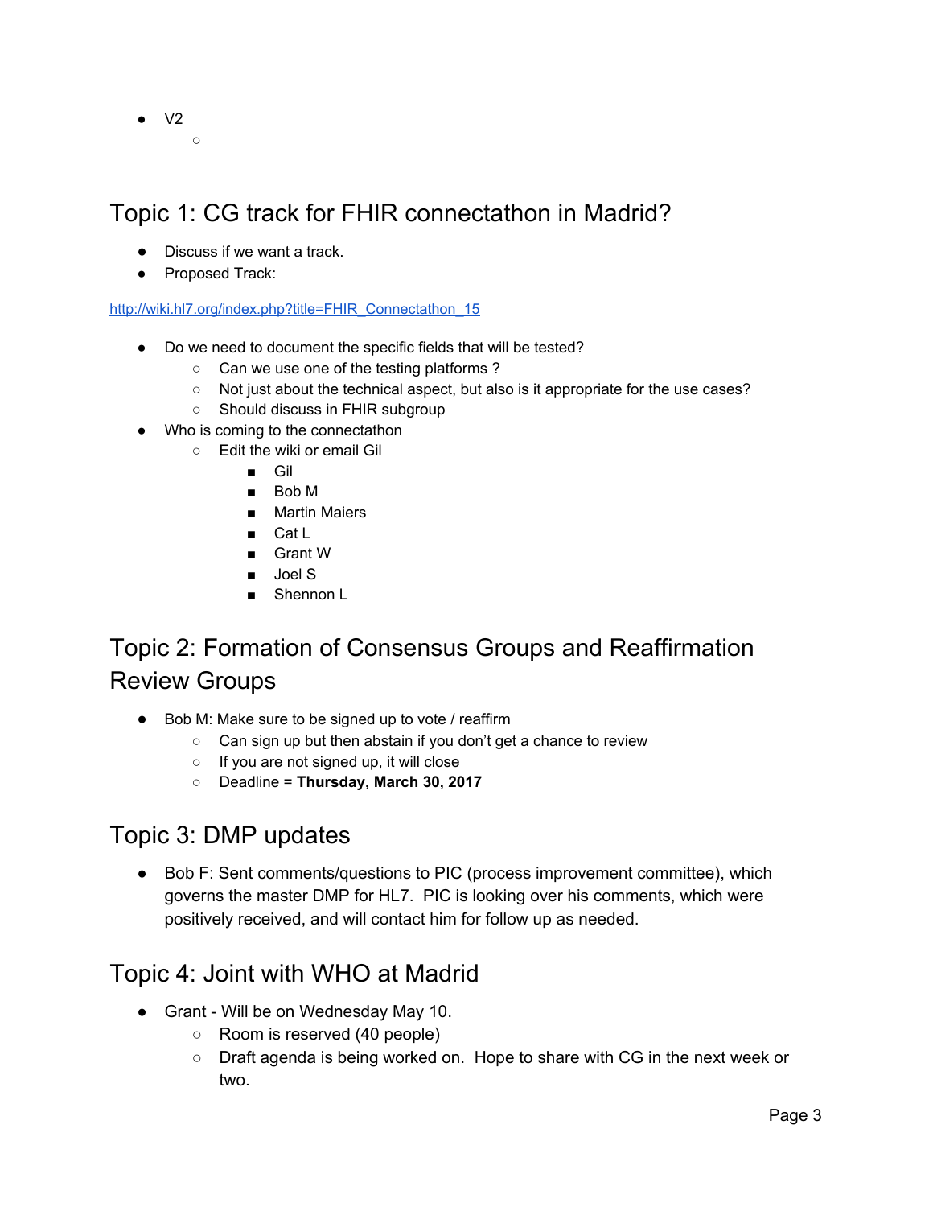- V2
  - 

## Topic 1: CG track for FHIR connectathon in Madrid?

- Discuss if we want a track.
- Proposed Track:

http://wiki.hl7.org/index.php?title=FHIR_Connectathon_15

- Do we need to document the specific fields that will be tested?
  - Can we use one of the testing platforms ?
  - Not just about the technical aspect, but also is it appropriate for the use cases?
  - Should discuss in FHIR subgroup
- Who is coming to the connectathon
  - Edit the wiki or email Gil
    - Gil
    - Bob M
    - Martin Maiers
    - Cat L
    - Grant W
    - Joel S
    - Shennon L

## Topic 2: Formation of Consensus Groups and Reaffirmation Review Groups

- Bob M: Make sure to be signed up to vote / reaffirm
  - Can sign up but then abstain if you don't get a chance to review
  - If you are not signed up, it will close
  - Deadline = **Thursday, March 30, 2017**

## Topic 3: DMP updates

- Bob F: Sent comments/questions to PIC (process improvement committee), which governs the master DMP for HL7. PIC is looking over his comments, which were positively received, and will contact him for follow up as needed.

## Topic 4: Joint with WHO at Madrid

- Grant - Will be on Wednesday May 10.
  - Room is reserved (40 people)
  - Draft agenda is being worked on. Hope to share with CG in the next week or two.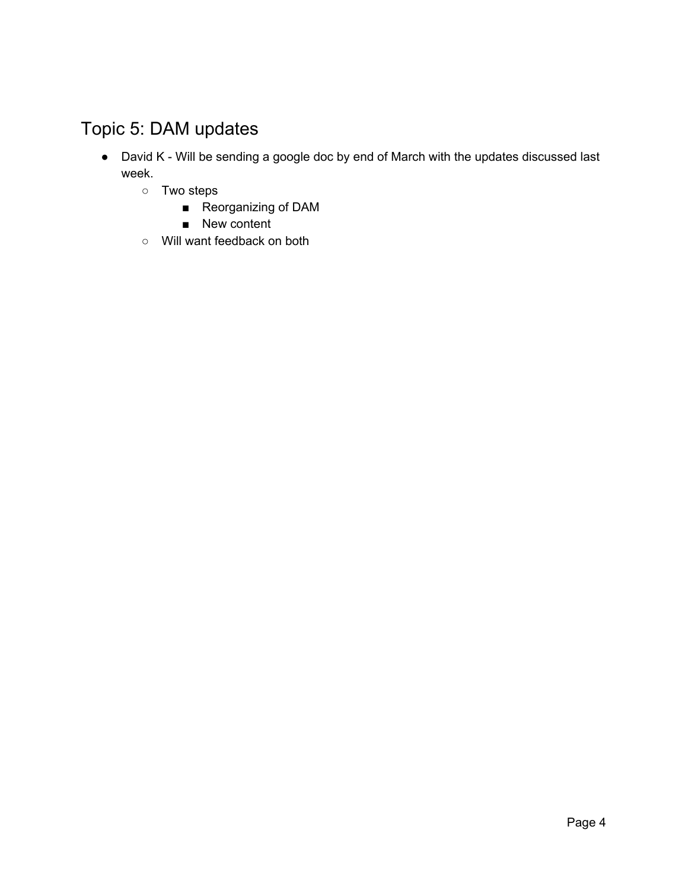## Topic 5: DAM updates

- David K - Will be sending a google doc by end of March with the updates discussed last week.
    - Two steps
        - Reorganizing of DAM
        - New content
    - Will want feedback on both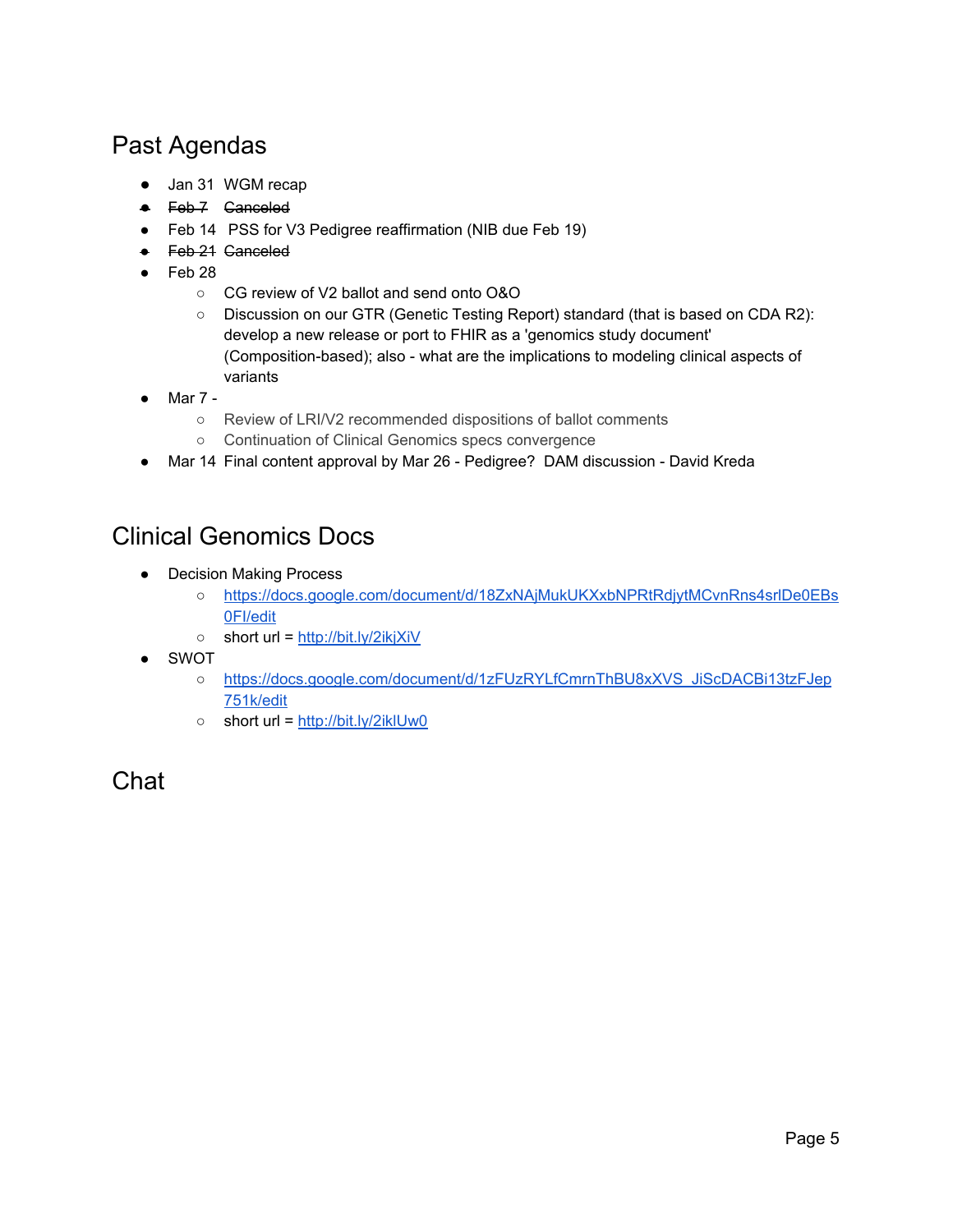## Past Agendas

- Jan 31 WGM recap
- ~~Feb 7 Canceled~~
- Feb 14 PSS for V3 Pedigree reaffirmation (NIB due Feb 19)
- ~~Feb 21 Canceled~~
- Feb 28
  - CG review of V2 ballot and send onto O&O
  - Discussion on our GTR (Genetic Testing Report) standard (that is based on CDA R2): develop a new release or port to FHIR as a 'genomics study document' (Composition-based); also - what are the implications to modeling clinical aspects of variants
- Mar 7 -
  - Review of LRI/V2 recommended dispositions of ballot comments
  - Continuation of Clinical Genomics specs convergence
- Mar 14 Final content approval by Mar 26 - Pedigree? DAM discussion - David Kreda

## Clinical Genomics Docs

- Decision Making Process
  - [https://docs.google.com/document/d/18ZxNAjMukUKXxbNPRtRdjytMCvnRns4srlDe0EBs0FI/edit](https://docs.google.com/document/d/18ZxNAjMukUKXxbNPRtRdjytMCvnRns4srlDe0EBs0FI/edit)
  - short url = [http://bit.ly/2ikjXiV](http://bit.ly/2ikjXiV)
- SWOT
  - [https://docs.google.com/document/d/1zFUzRYLfCmrnThBU8xXVS_JiScDACBi13tzFJep751k/edit](https://docs.google.com/document/d/1zFUzRYLfCmrnThBU8xXVS_JiScDACBi13tzFJep751k/edit)
  - short url = [http://bit.ly/2iklUw0](http://bit.ly/2iklUw0)

## Chat